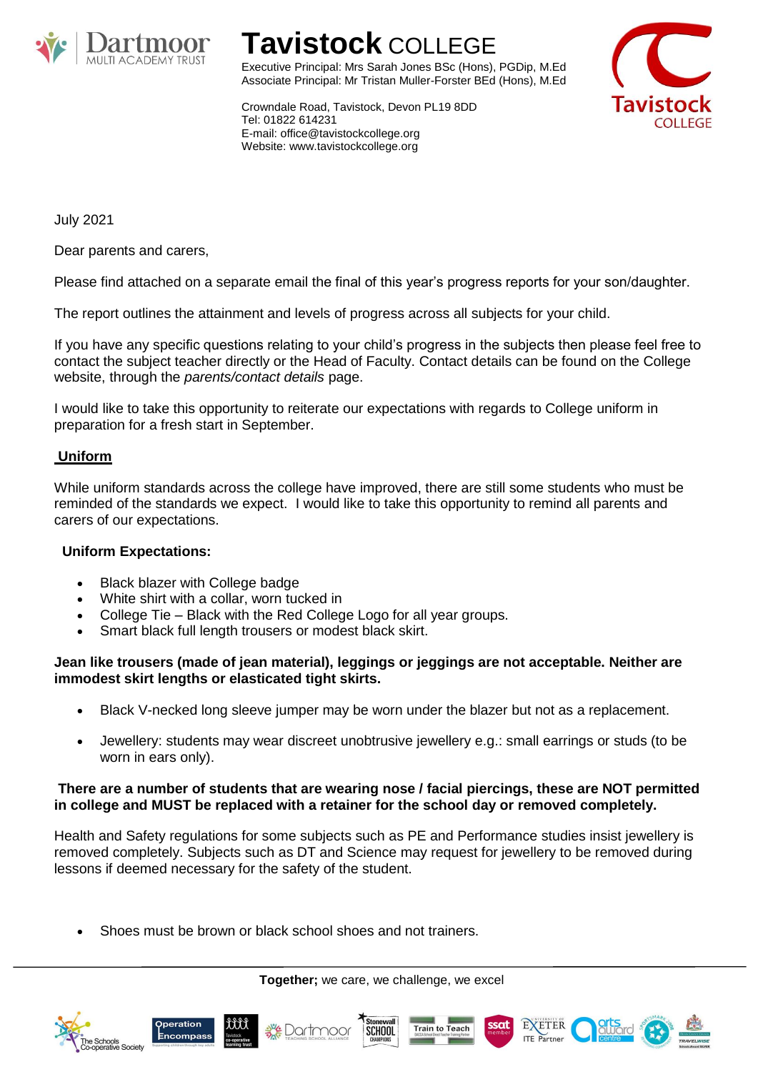# Tavistock COLLEGE

Executive Principal: Mrs Sarah Jones BSc (Hons), PGDip, M.Ed
Associate Principal: Mr Tristan Muller-Forster BEd (Hons), M.Ed

Crowndale Road, Tavistock, Devon PL19 8DD
Tel: 01822 614231
E-mail: office@tavistockcollege.org
Website: www.tavistockcollege.org

July 2021

Dear parents and carers,

Please find attached on a separate email the final of this year's progress reports for your son/daughter.

The report outlines the attainment and levels of progress across all subjects for your child.

If you have any specific questions relating to your child's progress in the subjects then please feel free to contact the subject teacher directly or the Head of Faculty. Contact details can be found on the College website, through the *parents/contact details* page.

I would like to take this opportunity to reiterate our expectations with regards to College uniform in preparation for a fresh start in September.

## Uniform

While uniform standards across the college have improved, there are still some students who must be reminded of the standards we expect. I would like to take this opportunity to remind all parents and carers of our expectations.

### Uniform Expectations:

- Black blazer with College badge
- White shirt with a collar, worn tucked in
- College Tie – Black with the Red College Logo for all year groups.
- Smart black full length trousers or modest black skirt.

**Jean like trousers (made of jean material), leggings or jeggings are not acceptable. Neither are immodest skirt lengths or elasticated tight skirts.**

- Black V-necked long sleeve jumper may be worn under the blazer but not as a replacement.
- Jewellery: students may wear discreet unobtrusive jewellery e.g.: small earrings or studs (to be worn in ears only).

**There are a number of students that are wearing nose / facial piercings, these are NOT permitted in college and MUST be replaced with a retainer for the school day or removed completely.**

Health and Safety regulations for some subjects such as PE and Performance studies insist jewellery is removed completely. Subjects such as DT and Science may request for jewellery to be removed during lessons if deemed necessary for the safety of the student.

- Shoes must be brown or black school shoes and not trainers.

**Together;** we care, we challenge, we excel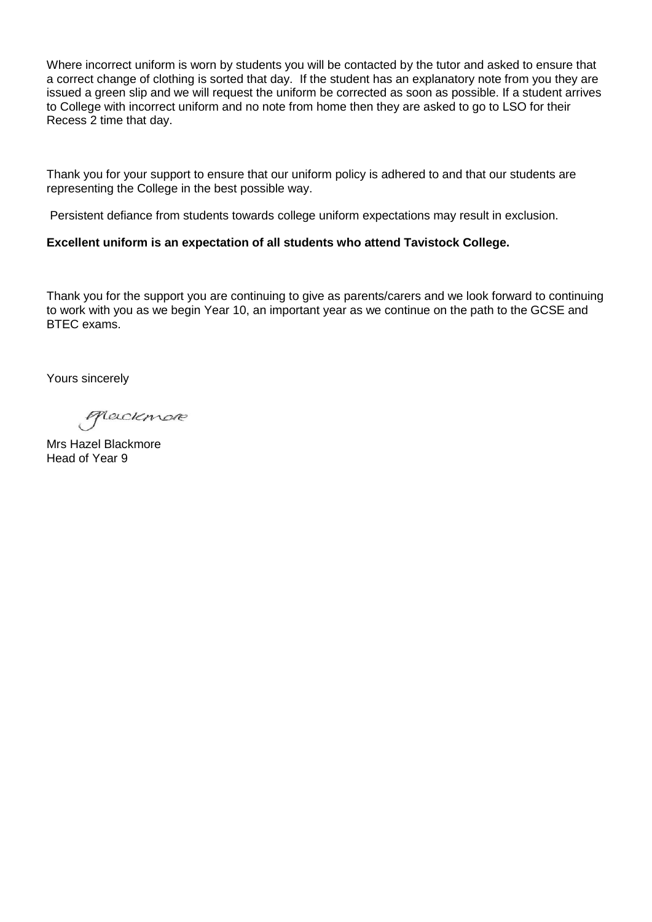Where incorrect uniform is worn by students you will be contacted by the tutor and asked to ensure that a correct change of clothing is sorted that day. If the student has an explanatory note from you they are issued a green slip and we will request the uniform be corrected as soon as possible. If a student arrives to College with incorrect uniform and no note from home then they are asked to go to LSO for their Recess 2 time that day.

Thank you for your support to ensure that our uniform policy is adhered to and that our students are representing the College in the best possible way.

Persistent defiance from students towards college uniform expectations may result in exclusion.

**Excellent uniform is an expectation of all students who attend Tavistock College.**

Thank you for the support you are continuing to give as parents/carers and we look forward to continuing to work with you as we begin Year 10, an important year as we continue on the path to the GCSE and BTEC exams.

Yours sincerely

Blackmore

Mrs Hazel Blackmore
Head of Year 9